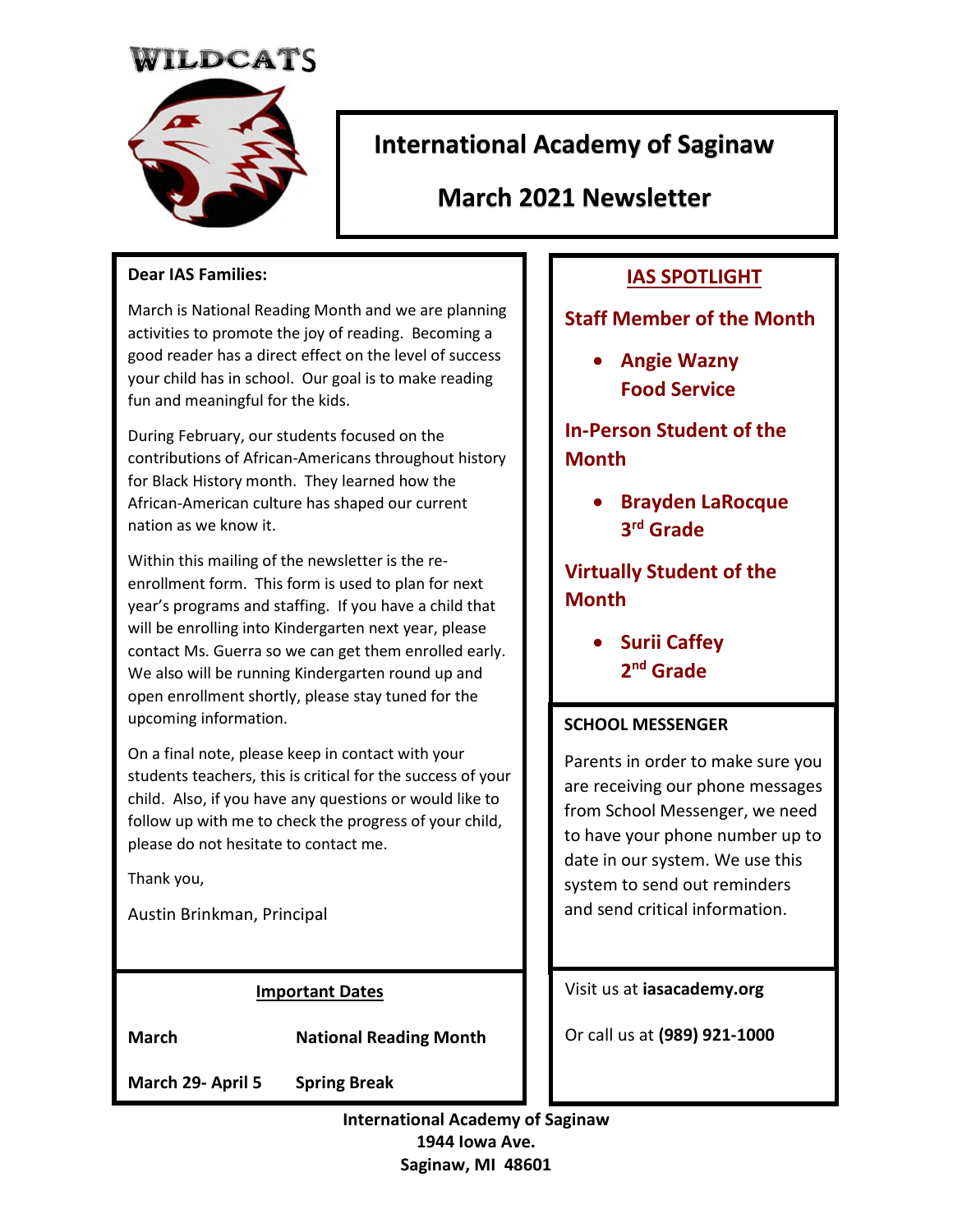WILDCATS

# International Academy of Saginaw

## March 2021 Newsletter

**Dear IAS Families:**

March is National Reading Month and we are planning activities to promote the joy of reading. Becoming a good reader has a direct effect on the level of success your child has in school. Our goal is to make reading fun and meaningful for the kids.

During February, our students focused on the contributions of African-Americans throughout history for Black History month. They learned how the African-American culture has shaped our current nation as we know it.

Within this mailing of the newsletter is the re-enrollment form. This form is used to plan for next year's programs and staffing. If you have a child that will be enrolling into Kindergarten next year, please contact Ms. Guerra so we can get them enrolled early. We also will be running Kindergarten round up and open enrollment shortly, please stay tuned for the upcoming information.

On a final note, please keep in contact with your students teachers, this is critical for the success of your child. Also, if you have any questions or would like to follow up with me to check the progress of your child, please do not hesitate to contact me.

Thank you,

Austin Brinkman, Principal

### Important Dates

| | |
|---|---|
| **March** | **National Reading Month** |
| **March 29- April 5** | **Spring Break** |

### IAS SPOTLIGHT

**Staff Member of the Month**

- **Angie Wazny**
  **Food Service**

**In-Person Student of the Month**

- **Brayden LaRocque**
  **3rd Grade**

**Virtually Student of the Month**

- **Surii Caffey**
  **2nd Grade**

### SCHOOL MESSENGER

Parents in order to make sure you are receiving our phone messages from School Messenger, we need to have your phone number up to date in our system. We use this system to send out reminders and send critical information.

Visit us at **iasacademy.org**

Or call us at **(989) 921-1000**

**International Academy of Saginaw**
**1944 Iowa Ave.**
**Saginaw, MI 48601**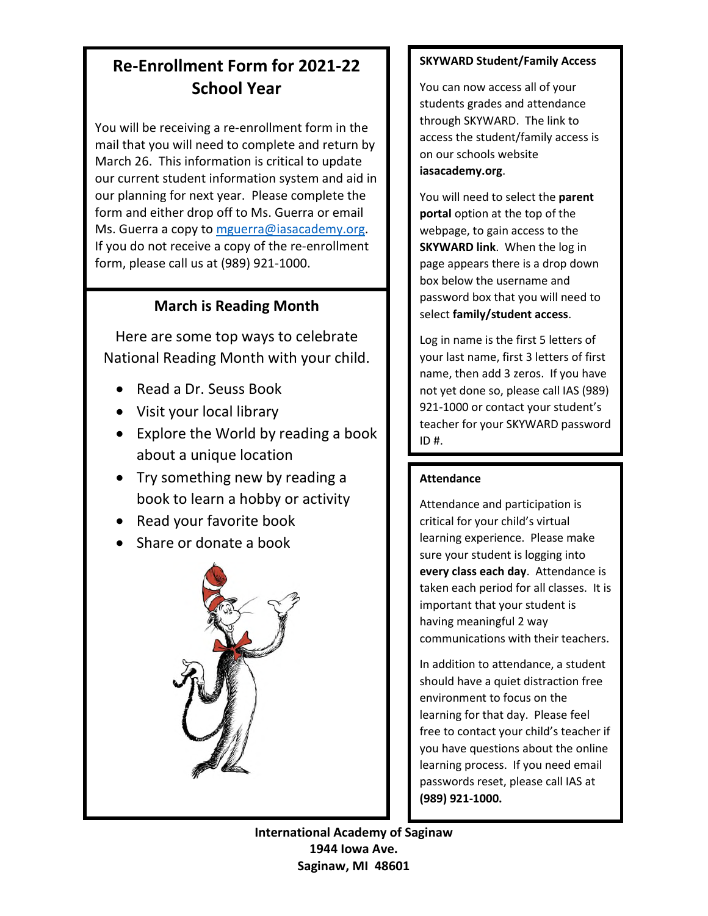## Re-Enrollment Form for 2021-22 School Year

You will be receiving a re-enrollment form in the mail that you will need to complete and return by March 26. This information is critical to update our current student information system and aid in our planning for next year. Please complete the form and either drop off to Ms. Guerra or email Ms. Guerra a copy to mguerra@iasacademy.org. If you do not receive a copy of the re-enrollment form, please call us at (989) 921-1000.

## March is Reading Month

Here are some top ways to celebrate National Reading Month with your child.

- Read a Dr. Seuss Book
- Visit your local library
- Explore the World by reading a book about a unique location
- Try something new by reading a book to learn a hobby or activity
- Read your favorite book
- Share or donate a book

### SKYWARD Student/Family Access

You can now access all of your students grades and attendance through SKYWARD. The link to access the student/family access is on our schools website **iasacademy.org**.

You will need to select the **parent portal** option at the top of the webpage, to gain access to the **SKYWARD link**. When the log in page appears there is a drop down box below the username and password box that you will need to select **family/student access**.

Log in name is the first 5 letters of your last name, first 3 letters of first name, then add 3 zeros. If you have not yet done so, please call IAS (989) 921-1000 or contact your student's teacher for your SKYWARD password ID #.

### Attendance

Attendance and participation is critical for your child's virtual learning experience. Please make sure your student is logging into **every class each day**. Attendance is taken each period for all classes. It is important that your student is having meaningful 2 way communications with their teachers.

In addition to attendance, a student should have a quiet distraction free environment to focus on the learning for that day. Please feel free to contact your child's teacher if you have questions about the online learning process. If you need email passwords reset, please call IAS at **(989) 921-1000.**

**International Academy of Saginaw**
**1944 Iowa Ave.**
**Saginaw, MI 48601**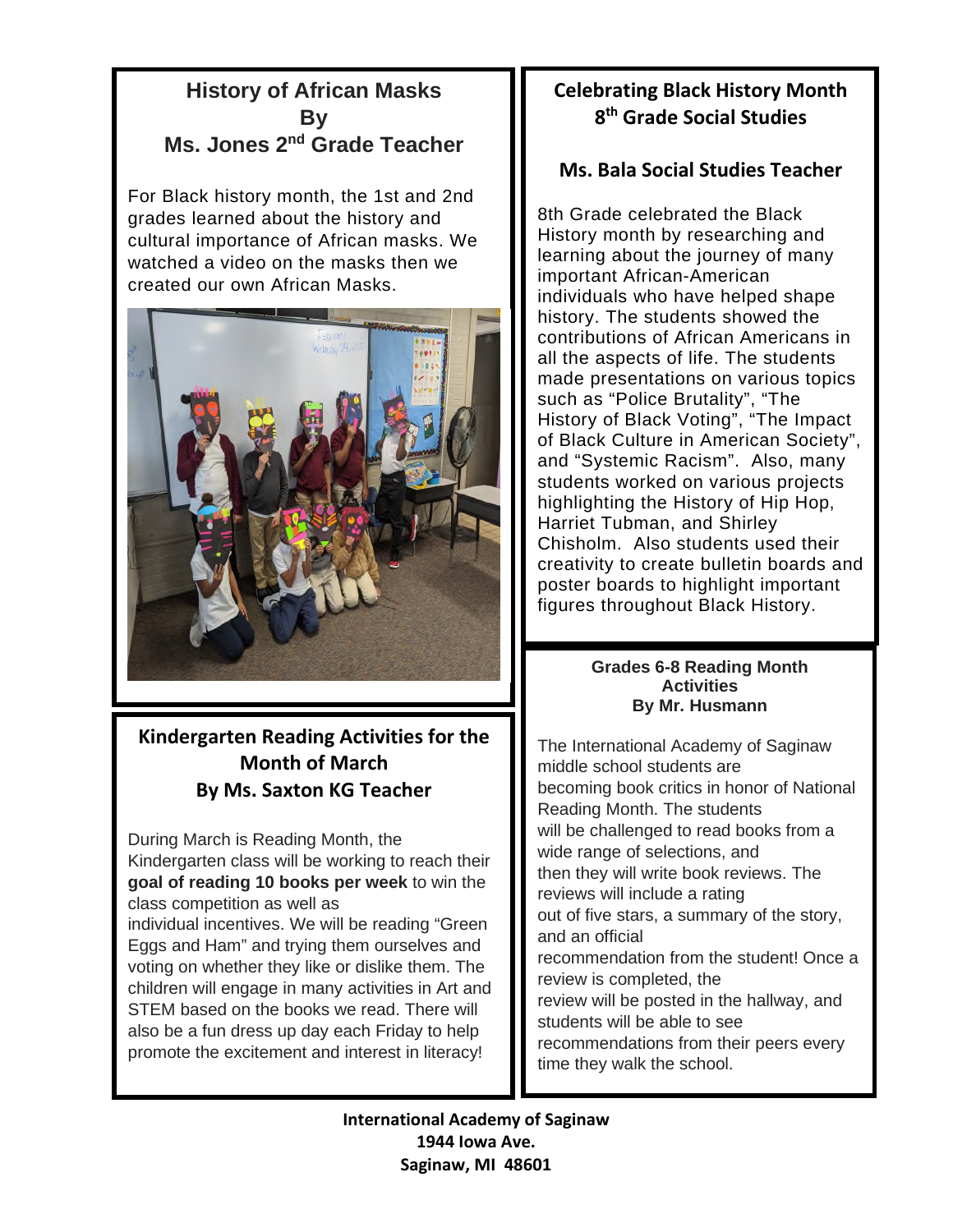## History of African Masks
## By
## Ms. Jones 2nd Grade Teacher

For Black history month, the 1st and 2nd grades learned about the history and cultural importance of African masks. We watched a video on the masks then we created our own African Masks.

## Kindergarten Reading Activities for the Month of March
## By Ms. Saxton KG Teacher

During March is Reading Month, the Kindergarten class will be working to reach their **goal of reading 10 books per week** to win the class competition as well as individual incentives. We will be reading "Green Eggs and Ham" and trying them ourselves and voting on whether they like or dislike them. The children will engage in many activities in Art and STEM based on the books we read. There will also be a fun dress up day each Friday to help promote the excitement and interest in literacy!

## Celebrating Black History Month
## 8th Grade Social Studies

### Ms. Bala Social Studies Teacher

8th Grade celebrated the Black History month by researching and learning about the journey of many important African-American individuals who have helped shape history. The students showed the contributions of African Americans in all the aspects of life. The students made presentations on various topics such as "Police Brutality", "The History of Black Voting", "The Impact of Black Culture in American Society", and "Systemic Racism". Also, many students worked on various projects highlighting the History of Hip Hop, Harriet Tubman, and Shirley Chisholm. Also students used their creativity to create bulletin boards and poster boards to highlight important figures throughout Black History.

### Grades 6-8 Reading Month Activities
### By Mr. Husmann

The International Academy of Saginaw middle school students are becoming book critics in honor of National Reading Month. The students will be challenged to read books from a wide range of selections, and then they will write book reviews. The reviews will include a rating out of five stars, a summary of the story, and an official recommendation from the student! Once a review is completed, the review will be posted in the hallway, and students will be able to see recommendations from their peers every time they walk the school.

**International Academy of Saginaw**
**1944 Iowa Ave.**
**Saginaw, MI 48601**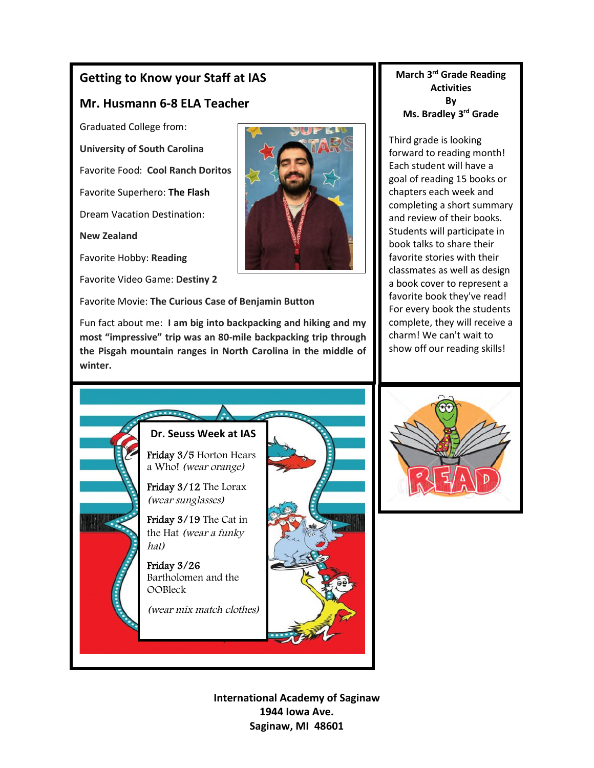## Getting to Know your Staff at IAS

### Mr. Husmann 6-8 ELA Teacher

Graduated College from:

**University of South Carolina**

Favorite Food: **Cool Ranch Doritos**

Favorite Superhero: **The Flash**

Dream Vacation Destination:

**New Zealand**

Favorite Hobby: **Reading**

Favorite Video Game: **Destiny 2**

Favorite Movie: **The Curious Case of Benjamin Button**

Fun fact about me: **I am big into backpacking and hiking and my most "impressive" trip was an 80-mile backpacking trip through the Pisgah mountain ranges in North Carolina in the middle of winter.**

## March 3rd Grade Reading Activities By Ms. Bradley 3rd Grade

Third grade is looking forward to reading month! Each student will have a goal of reading 15 books or chapters each week and completing a short summary and review of their books. Students will participate in book talks to share their favorite stories with their classmates as well as design a book cover to represent a favorite book they've read! For every book the students complete, they will receive a charm! We can't wait to show off our reading skills!

## Dr. Seuss Week at IAS

Friday 3/5 Horton Hears a Who! *(wear orange)*

Friday 3/12 The Lorax *(wear sunglasses)*

Friday 3/19 The Cat in the Hat *(wear a funky hat)*

Friday 3/26 Bartholomen and the OOBleck

*(wear mix match clothes)*

**International Academy of Saginaw**
**1944 Iowa Ave.**
**Saginaw, MI 48601**